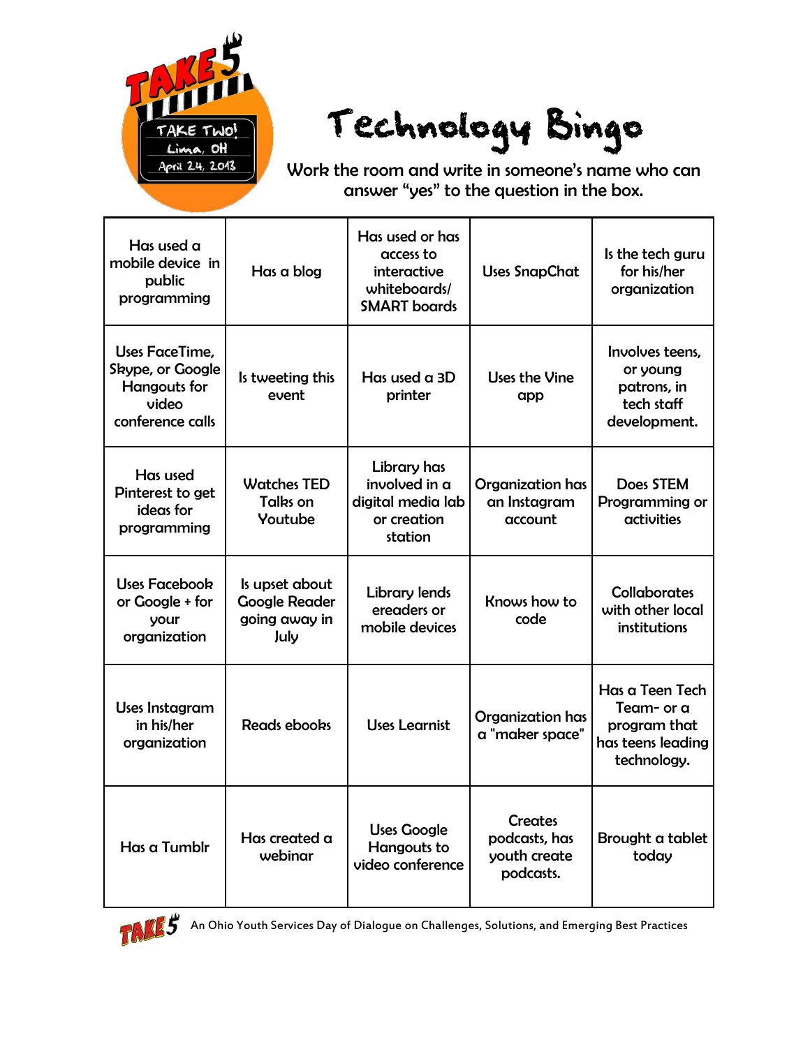TAKE 5
TAKE TWO!
Lima, OH
April 24, 2013

# Technology Bingo

Work the room and write in someone's name who can answer "yes" to the question in the box.

| | | | | |
|---|---|---|---|---|
| Has used a mobile device in public programming | Has a blog | Has used or has access to interactive whiteboards/ SMART boards | Uses SnapChat | Is the tech guru for his/her organization |
| Uses FaceTime, Skype, or Google Hangouts for video conference calls | Is tweeting this event | Has used a 3D printer | Uses the Vine app | Involves teens, or young patrons, in tech staff development. |
| Has used Pinterest to get ideas for programming | Watches TED Talks on Youtube | Library has involved in a digital media lab or creation station | Organization has an Instagram account | Does STEM Programming or activities |
| Uses Facebook or Google + for your organization | Is upset about Google Reader going away in July | Library lends ereaders or mobile devices | Knows how to code | Collaborates with other local institutions |
| Uses Instagram in his/her organization | Reads ebooks | Uses Learnist | Organization has a "maker space" | Has a Teen Tech Team- or a program that has teens leading technology. |
| Has a Tumblr | Has created a webinar | Uses Google Hangouts to video conference | Creates podcasts, has youth create podcasts. | Brought a tablet today |

TAKE 5 An Ohio Youth Services Day of Dialogue on Challenges, Solutions, and Emerging Best Practices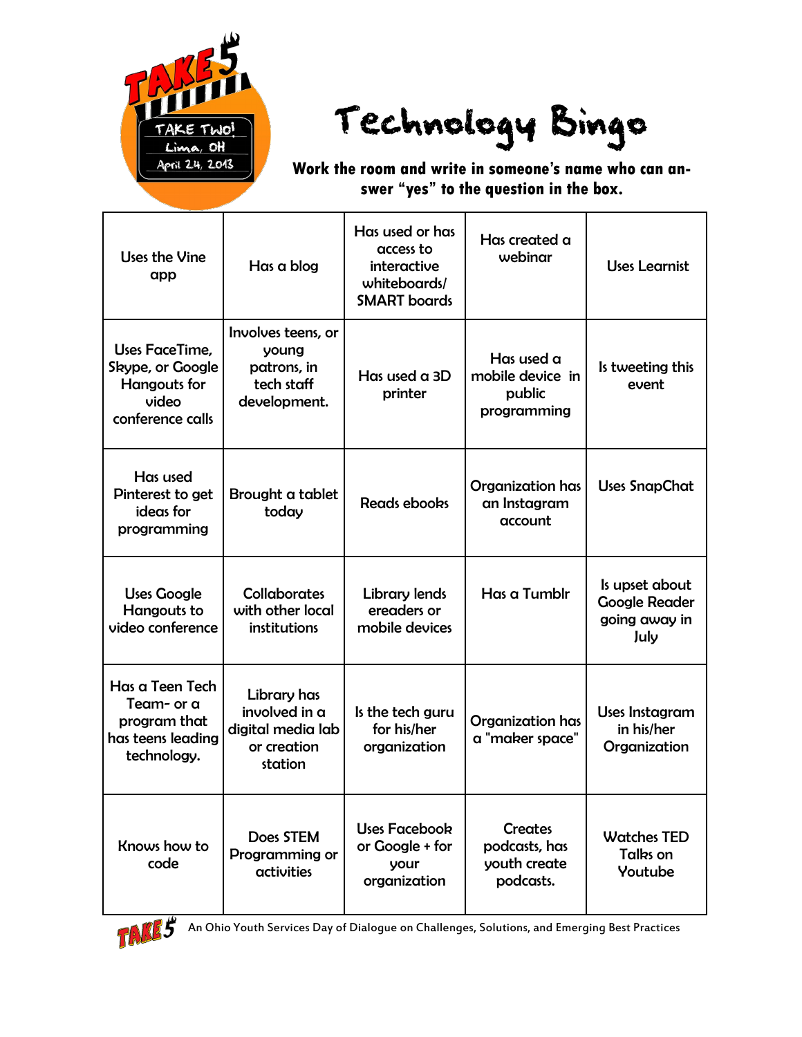TAKE 5

TAKE TWO!
Lima, OH
April 24, 2013

# Technology Bingo

**Work the room and write in someone's name who can answer "yes" to the question in the box.**

| | | | | |
|---|---|---|---|---|
| Uses the Vine app | Has a blog | Has used or has access to interactive whiteboards/ SMART boards | Has created a webinar | Uses Learnist |
| Uses FaceTime, Skype, or Google Hangouts for video conference calls | Involves teens, or young patrons, in tech staff development. | Has used a 3D printer | Has used a mobile device in public programming | Is tweeting this event |
| Has used Pinterest to get ideas for programming | Brought a tablet today | Reads ebooks | Organization has an Instagram account | Uses SnapChat |
| Uses Google Hangouts to video conference | Collaborates with other local institutions | Library lends ereaders or mobile devices | Has a Tumblr | Is upset about Google Reader going away in July |
| Has a Teen Tech Team- or a program that has teens leading technology. | Library has involved in a digital media lab or creation station | Is the tech guru for his/her organization | Organization has a "maker space" | Uses Instagram in his/her Organization |
| Knows how to code | Does STEM Programming or activities | Uses Facebook or Google + for your organization | Creates podcasts, has youth create podcasts. | Watches TED Talks on Youtube |

TAKE 5 An Ohio Youth Services Day of Dialogue on Challenges, Solutions, and Emerging Best Practices